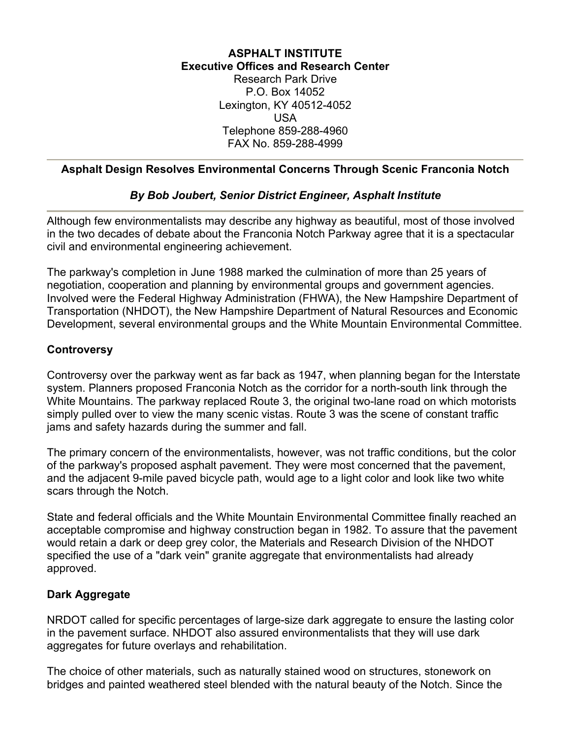**ASPHALT INSTITUTE**
**Executive Offices and Research Center**
Research Park Drive
P.O. Box 14052
Lexington, KY 40512-4052
USA
Telephone 859-288-4960
FAX No. 859-288-4999

---

## Asphalt Design Resolves Environmental Concerns Through Scenic Franconia Notch

***By Bob Joubert, Senior District Engineer, Asphalt Institute***

---

Although few environmentalists may describe any highway as beautiful, most of those involved in the two decades of debate about the Franconia Notch Parkway agree that it is a spectacular civil and environmental engineering achievement.

The parkway's completion in June 1988 marked the culmination of more than 25 years of negotiation, cooperation and planning by environmental groups and government agencies. Involved were the Federal Highway Administration (FHWA), the New Hampshire Department of Transportation (NHDOT), the New Hampshire Department of Natural Resources and Economic Development, several environmental groups and the White Mountain Environmental Committee.

### Controversy

Controversy over the parkway went as far back as 1947, when planning began for the Interstate system. Planners proposed Franconia Notch as the corridor for a north-south link through the White Mountains. The parkway replaced Route 3, the original two-lane road on which motorists simply pulled over to view the many scenic vistas. Route 3 was the scene of constant traffic jams and safety hazards during the summer and fall.

The primary concern of the environmentalists, however, was not traffic conditions, but the color of the parkway's proposed asphalt pavement. They were most concerned that the pavement, and the adjacent 9-mile paved bicycle path, would age to a light color and look like two white scars through the Notch.

State and federal officials and the White Mountain Environmental Committee finally reached an acceptable compromise and highway construction began in 1982. To assure that the pavement would retain a dark or deep grey color, the Materials and Research Division of the NHDOT specified the use of a "dark vein" granite aggregate that environmentalists had already approved.

### Dark Aggregate

NRDOT called for specific percentages of large-size dark aggregate to ensure the lasting color in the pavement surface. NHDOT also assured environmentalists that they will use dark aggregates for future overlays and rehabilitation.

The choice of other materials, such as naturally stained wood on structures, stonework on bridges and painted weathered steel blended with the natural beauty of the Notch. Since the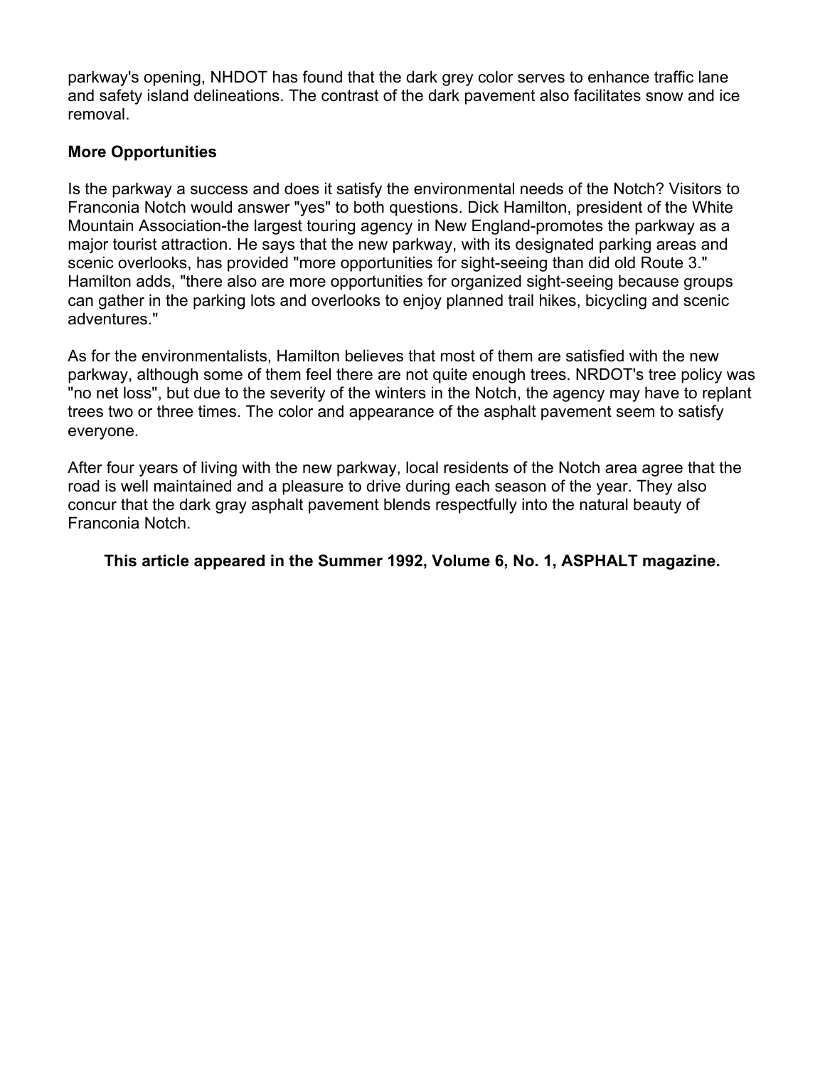parkway's opening, NHDOT has found that the dark grey color serves to enhance traffic lane and safety island delineations. The contrast of the dark pavement also facilitates snow and ice removal.

**More Opportunities**

Is the parkway a success and does it satisfy the environmental needs of the Notch? Visitors to Franconia Notch would answer "yes" to both questions. Dick Hamilton, president of the White Mountain Association-the largest touring agency in New England-promotes the parkway as a major tourist attraction. He says that the new parkway, with its designated parking areas and scenic overlooks, has provided "more opportunities for sight-seeing than did old Route 3." Hamilton adds, "there also are more opportunities for organized sight-seeing because groups can gather in the parking lots and overlooks to enjoy planned trail hikes, bicycling and scenic adventures."

As for the environmentalists, Hamilton believes that most of them are satisfied with the new parkway, although some of them feel there are not quite enough trees. NRDOT's tree policy was "no net loss", but due to the severity of the winters in the Notch, the agency may have to replant trees two or three times. The color and appearance of the asphalt pavement seem to satisfy everyone.

After four years of living with the new parkway, local residents of the Notch area agree that the road is well maintained and a pleasure to drive during each season of the year. They also concur that the dark gray asphalt pavement blends respectfully into the natural beauty of Franconia Notch.

**This article appeared in the Summer 1992, Volume 6, No. 1, ASPHALT magazine.**